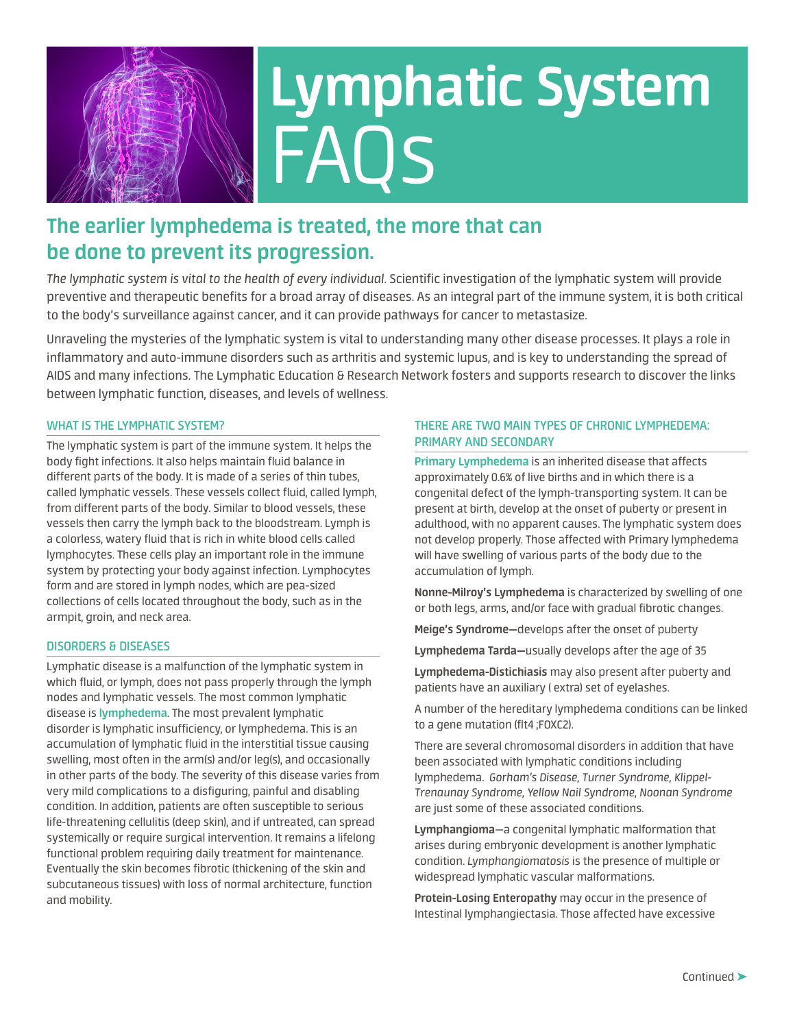# Lymphatic System FAQs

## The earlier lymphedema is treated, the more that can be done to prevent its progression.

*The lymphatic system is vital to the health of every individual*. Scientific investigation of the lymphatic system will provide preventive and therapeutic benefits for a broad array of diseases. As an integral part of the immune system, it is both critical to the body's surveillance against cancer, and it can provide pathways for cancer to metastasize.

Unraveling the mysteries of the lymphatic system is vital to understanding many other disease processes. It plays a role in inflammatory and auto-immune disorders such as arthritis and systemic lupus, and is key to understanding the spread of AIDS and many infections. The Lymphatic Education & Research Network fosters and supports research to discover the links between lymphatic function, diseases, and levels of wellness.

### WHAT IS THE LYMPHATIC SYSTEM?

The lymphatic system is part of the immune system. It helps the body fight infections. It also helps maintain fluid balance in different parts of the body. It is made of a series of thin tubes, called lymphatic vessels. These vessels collect fluid, called lymph, from different parts of the body. Similar to blood vessels, these vessels then carry the lymph back to the bloodstream. Lymph is a colorless, watery fluid that is rich in white blood cells called lymphocytes. These cells play an important role in the immune system by protecting your body against infection. Lymphocytes form and are stored in lymph nodes, which are pea-sized collections of cells located throughout the body, such as in the armpit, groin, and neck area.

### DISORDERS & DISEASES

Lymphatic disease is a malfunction of the lymphatic system in which fluid, or lymph, does not pass properly through the lymph nodes and lymphatic vessels. The most common lymphatic disease is **lymphedema**. The most prevalent lymphatic disorder is lymphatic insufficiency, or lymphedema. This is an accumulation of lymphatic fluid in the interstitial tissue causing swelling, most often in the arm(s) and/or leg(s), and occasionally in other parts of the body. The severity of this disease varies from very mild complications to a disfiguring, painful and disabling condition. In addition, patients are often susceptible to serious life-threatening cellulitis (deep skin), and if untreated, can spread systemically or require surgical intervention. It remains a lifelong functional problem requiring daily treatment for maintenance. Eventually the skin becomes fibrotic (thickening of the skin and subcutaneous tissues) with loss of normal architecture, function and mobility.

### THERE ARE TWO MAIN TYPES OF CHRONIC LYMPHEDEMA: PRIMARY AND SECONDARY

**Primary Lymphedema** is an inherited disease that affects approximately 0.6% of live births and in which there is a congenital defect of the lymph-transporting system. It can be present at birth, develop at the onset of puberty or present in adulthood, with no apparent causes. The lymphatic system does not develop properly. Those affected with Primary lymphedema will have swelling of various parts of the body due to the accumulation of lymph.

**Nonne-Milroy's Lymphedema** is characterized by swelling of one or both legs, arms, and/or face with gradual fibrotic changes.

**Meige's Syndrome—**develops after the onset of puberty

**Lymphedema Tarda—**usually develops after the age of 35

**Lymphedema-Distichiasis** may also present after puberty and patients have an auxiliary ( extra) set of eyelashes.

A number of the hereditary lymphedema conditions can be linked to a gene mutation (flt4 ;FOXC2).

There are several chromosomal disorders in addition that have been associated with lymphatic conditions including lymphedema. *Gorham's Disease, Turner Syndrome, Klippel-Trenaunay Syndrome, Yellow Nail Syndrome, Noonan Syndrome* are just some of these associated conditions.

**Lymphangioma**—a congenital lymphatic malformation that arises during embryonic development is another lymphatic condition. *Lymphangiomatosis* is the presence of multiple or widespread lymphatic vascular malformations.

**Protein-Losing Enteropathy** may occur in the presence of Intestinal lymphangiectasia. Those affected have excessive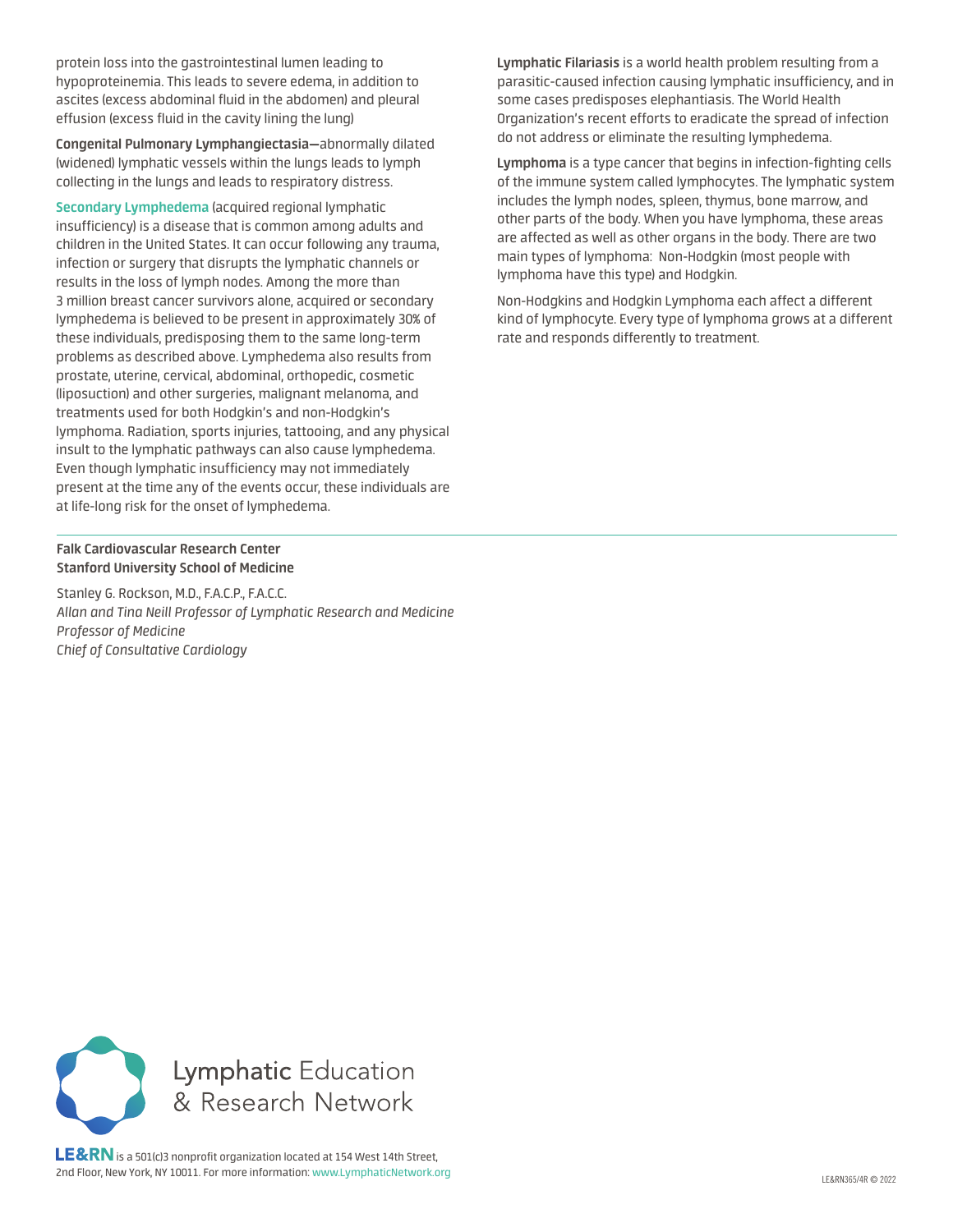protein loss into the gastrointestinal lumen leading to hypoproteinemia. This leads to severe edema, in addition to ascites (excess abdominal fluid in the abdomen) and pleural effusion (excess fluid in the cavity lining the lung)

**Congenital Pulmonary Lymphangiectasia—**abnormally dilated (widened) lymphatic vessels within the lungs leads to lymph collecting in the lungs and leads to respiratory distress.

**Secondary Lymphedema** (acquired regional lymphatic insufficiency) is a disease that is common among adults and children in the United States. It can occur following any trauma, infection or surgery that disrupts the lymphatic channels or results in the loss of lymph nodes. Among the more than 3 million breast cancer survivors alone, acquired or secondary lymphedema is believed to be present in approximately 30% of these individuals, predisposing them to the same long-term problems as described above. Lymphedema also results from prostate, uterine, cervical, abdominal, orthopedic, cosmetic (liposuction) and other surgeries, malignant melanoma, and treatments used for both Hodgkin's and non-Hodgkin's lymphoma. Radiation, sports injuries, tattooing, and any physical insult to the lymphatic pathways can also cause lymphedema. Even though lymphatic insufficiency may not immediately present at the time any of the events occur, these individuals are at life-long risk for the onset of lymphedema.

**Lymphatic Filariasis** is a world health problem resulting from a parasitic-caused infection causing lymphatic insufficiency, and in some cases predisposes elephantiasis. The World Health Organization's recent efforts to eradicate the spread of infection do not address or eliminate the resulting lymphedema.

**Lymphoma** is a type cancer that begins in infection-fighting cells of the immune system called lymphocytes. The lymphatic system includes the lymph nodes, spleen, thymus, bone marrow, and other parts of the body. When you have lymphoma, these areas are affected as well as other organs in the body. There are two main types of lymphoma: Non-Hodgkin (most people with lymphoma have this type) and Hodgkin.

Non-Hodgkins and Hodgkin Lymphoma each affect a different kind of lymphocyte. Every type of lymphoma grows at a different rate and responds differently to treatment.

---

**Falk Cardiovascular Research Center**
**Stanford University School of Medicine**

Stanley G. Rockson, M.D., F.A.C.P., F.A.C.C.
*Allan and Tina Neill Professor of Lymphatic Research and Medicine*
*Professor of Medicine*
*Chief of Consultative Cardiology*

Lymphatic Education & Research Network

**LE&RN** is a 501(c)3 nonprofit organization located at 154 West 14th Street, 2nd Floor, New York, NY 10011. For more information: www.LymphaticNetwork.org

LE&RN365/4R © 2022